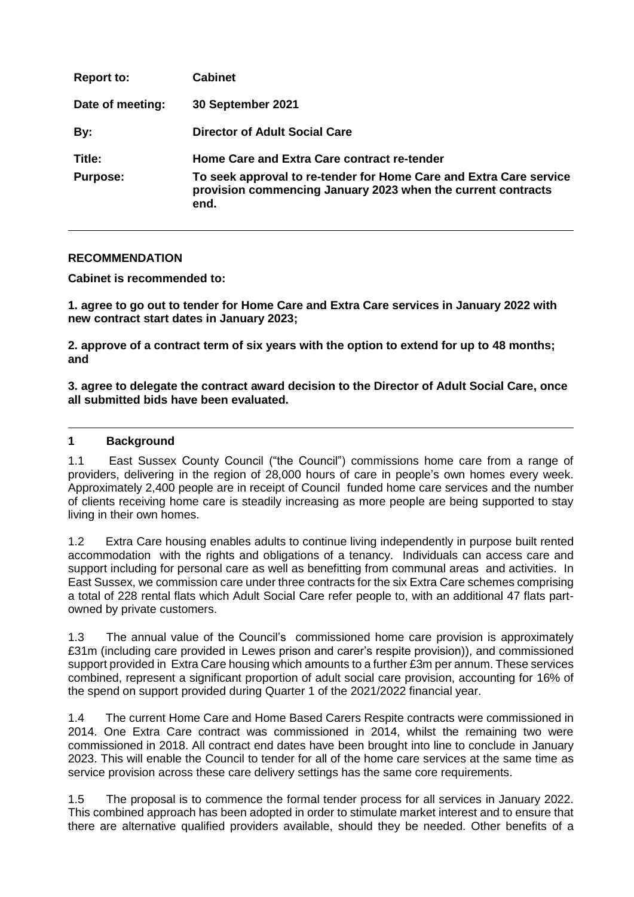| Report to: | Cabinet |
| --- | --- |
| Date of meeting: | 30 September 2021 |
| By: | Director of Adult Social Care |
| Title: | Home Care and Extra Care contract re-tender |
| Purpose: | To seek approval to re-tender for Home Care and Extra Care service provision commencing January 2023 when the current contracts end. |

**RECOMMENDATION**

**Cabinet is recommended to:**

**1. agree to go out to tender for Home Care and Extra Care services in January 2022 with new contract start dates in January 2023;**

**2. approve of a contract term of six years with the option to extend for up to 48 months; and**

**3. agree to delegate the contract award decision to the Director of Adult Social Care, once all submitted bids have been evaluated.**

## 1 Background

1.1 East Sussex County Council ("the Council") commissions home care from a range of providers, delivering in the region of 28,000 hours of care in people's own homes every week. Approximately 2,400 people are in receipt of Council funded home care services and the number of clients receiving home care is steadily increasing as more people are being supported to stay living in their own homes.

1.2 Extra Care housing enables adults to continue living independently in purpose built rented accommodation with the rights and obligations of a tenancy. Individuals can access care and support including for personal care as well as benefitting from communal areas and activities. In East Sussex, we commission care under three contracts for the six Extra Care schemes comprising a total of 228 rental flats which Adult Social Care refer people to, with an additional 47 flats part-owned by private customers.

1.3 The annual value of the Council's commissioned home care provision is approximately £31m (including care provided in Lewes prison and carer's respite provision)), and commissioned support provided in Extra Care housing which amounts to a further £3m per annum. These services combined, represent a significant proportion of adult social care provision, accounting for 16% of the spend on support provided during Quarter 1 of the 2021/2022 financial year.

1.4 The current Home Care and Home Based Carers Respite contracts were commissioned in 2014. One Extra Care contract was commissioned in 2014, whilst the remaining two were commissioned in 2018. All contract end dates have been brought into line to conclude in January 2023. This will enable the Council to tender for all of the home care services at the same time as service provision across these care delivery settings has the same core requirements.

1.5 The proposal is to commence the formal tender process for all services in January 2022. This combined approach has been adopted in order to stimulate market interest and to ensure that there are alternative qualified providers available, should they be needed. Other benefits of a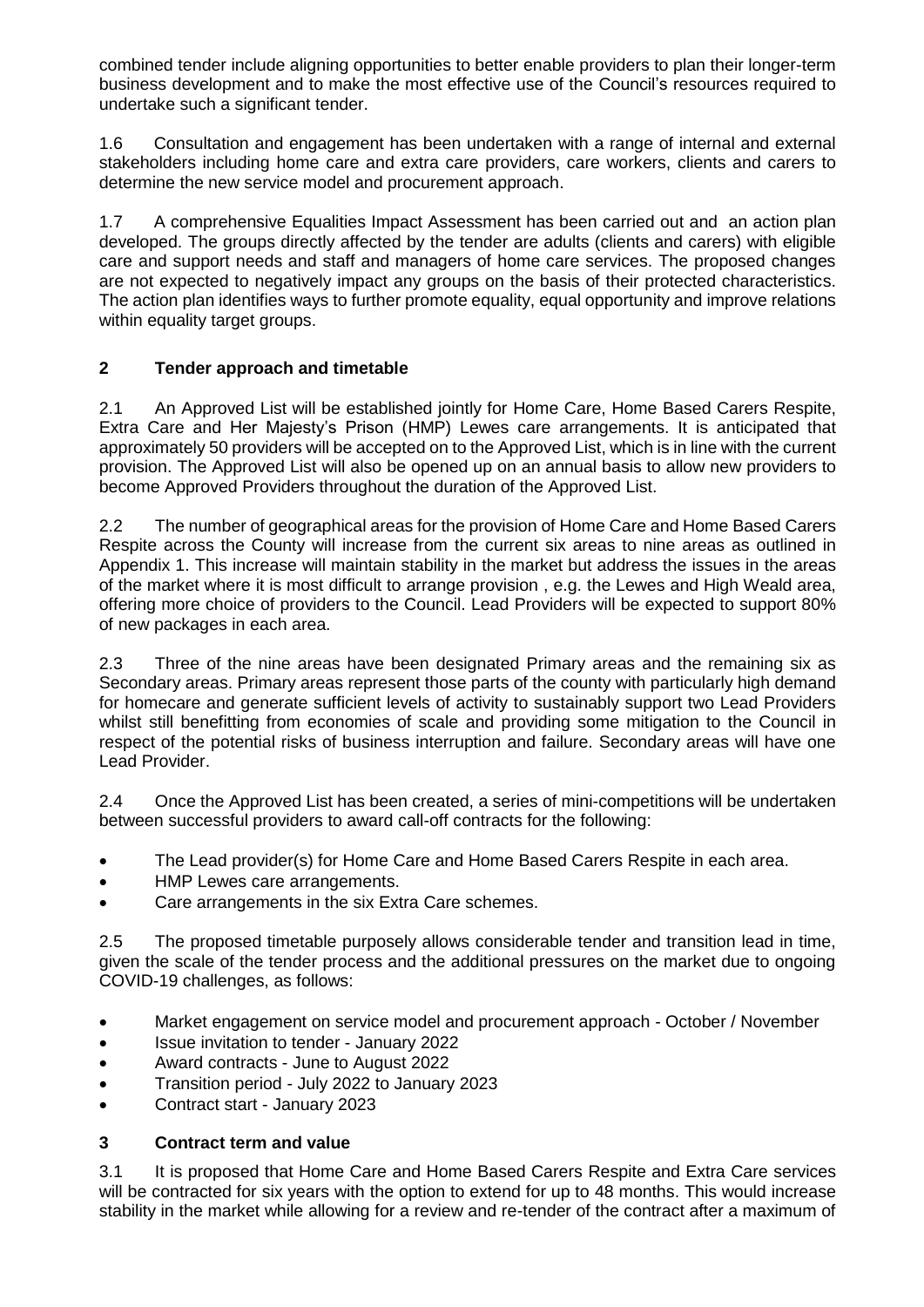combined tender include aligning opportunities to better enable providers to plan their longer-term business development and to make the most effective use of the Council's resources required to undertake such a significant tender.

1.6 Consultation and engagement has been undertaken with a range of internal and external stakeholders including home care and extra care providers, care workers, clients and carers to determine the new service model and procurement approach.

1.7 A comprehensive Equalities Impact Assessment has been carried out and an action plan developed. The groups directly affected by the tender are adults (clients and carers) with eligible care and support needs and staff and managers of home care services. The proposed changes are not expected to negatively impact any groups on the basis of their protected characteristics. The action plan identifies ways to further promote equality, equal opportunity and improve relations within equality target groups.

## 2 Tender approach and timetable

2.1 An Approved List will be established jointly for Home Care, Home Based Carers Respite, Extra Care and Her Majesty's Prison (HMP) Lewes care arrangements. It is anticipated that approximately 50 providers will be accepted on to the Approved List, which is in line with the current provision. The Approved List will also be opened up on an annual basis to allow new providers to become Approved Providers throughout the duration of the Approved List.

2.2 The number of geographical areas for the provision of Home Care and Home Based Carers Respite across the County will increase from the current six areas to nine areas as outlined in Appendix 1. This increase will maintain stability in the market but address the issues in the areas of the market where it is most difficult to arrange provision , e.g. the Lewes and High Weald area, offering more choice of providers to the Council. Lead Providers will be expected to support 80% of new packages in each area.

2.3 Three of the nine areas have been designated Primary areas and the remaining six as Secondary areas. Primary areas represent those parts of the county with particularly high demand for homecare and generate sufficient levels of activity to sustainably support two Lead Providers whilst still benefitting from economies of scale and providing some mitigation to the Council in respect of the potential risks of business interruption and failure. Secondary areas will have one Lead Provider.

2.4 Once the Approved List has been created, a series of mini-competitions will be undertaken between successful providers to award call-off contracts for the following:

- The Lead provider(s) for Home Care and Home Based Carers Respite in each area.
- HMP Lewes care arrangements.
- Care arrangements in the six Extra Care schemes.

2.5 The proposed timetable purposely allows considerable tender and transition lead in time, given the scale of the tender process and the additional pressures on the market due to ongoing COVID-19 challenges, as follows:

- Market engagement on service model and procurement approach - October / November
- Issue invitation to tender - January 2022
- Award contracts - June to August 2022
- Transition period - July 2022 to January 2023
- Contract start - January 2023

## 3 Contract term and value

3.1 It is proposed that Home Care and Home Based Carers Respite and Extra Care services will be contracted for six years with the option to extend for up to 48 months. This would increase stability in the market while allowing for a review and re-tender of the contract after a maximum of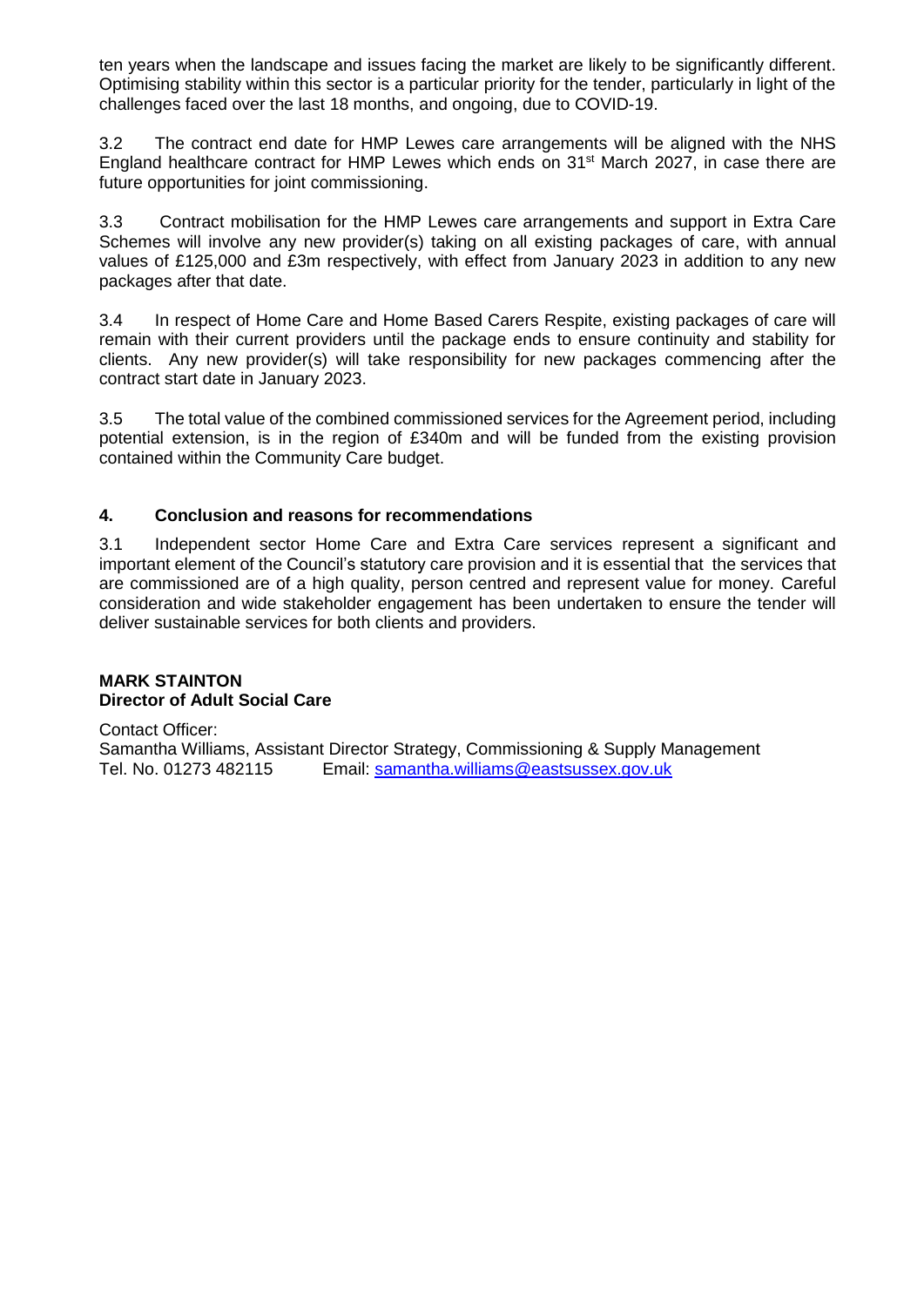ten years when the landscape and issues facing the market are likely to be significantly different. Optimising stability within this sector is a particular priority for the tender, particularly in light of the challenges faced over the last 18 months, and ongoing, due to COVID-19.

3.2 The contract end date for HMP Lewes care arrangements will be aligned with the NHS England healthcare contract for HMP Lewes which ends on 31st March 2027, in case there are future opportunities for joint commissioning.

3.3 Contract mobilisation for the HMP Lewes care arrangements and support in Extra Care Schemes will involve any new provider(s) taking on all existing packages of care, with annual values of £125,000 and £3m respectively, with effect from January 2023 in addition to any new packages after that date.

3.4 In respect of Home Care and Home Based Carers Respite, existing packages of care will remain with their current providers until the package ends to ensure continuity and stability for clients. Any new provider(s) will take responsibility for new packages commencing after the contract start date in January 2023.

3.5 The total value of the combined commissioned services for the Agreement period, including potential extension, is in the region of £340m and will be funded from the existing provision contained within the Community Care budget.

## 4. Conclusion and reasons for recommendations

3.1 Independent sector Home Care and Extra Care services represent a significant and important element of the Council's statutory care provision and it is essential that the services that are commissioned are of a high quality, person centred and represent value for money. Careful consideration and wide stakeholder engagement has been undertaken to ensure the tender will deliver sustainable services for both clients and providers.

**MARK STAINTON**
**Director of Adult Social Care**

Contact Officer:
Samantha Williams, Assistant Director Strategy, Commissioning & Supply Management
Tel. No. 01273 482115 Email: samantha.williams@eastsussex.gov.uk